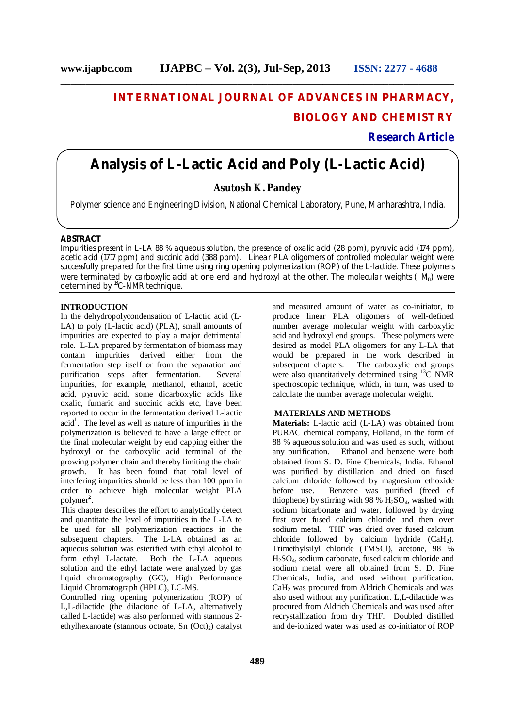# INTERNATIONAL JOURNAL OF ADVANCES IN PHARMACY, BIOLOGY AND CHEMISTRY

**Research Article**

# Analysis of L-Lactic Acid and Poly (L-Lactic Acid)

**Asutosh K. Pandey**

Polymer science and Engineering Division, National Chemical Laboratory, Pune, Manharashtra, India.

## ABSTRACT

Impurities present in L-LA 88 % aqueous solution, the presence of oxalic acid (28 ppm), pyruvic acid (174 ppm), acetic acid (1717 ppm) and succinic acid (388 ppm). Linear PLA oligomers of controlled molecular weight were successfully prepared for the first time using ring opening polymerization (ROP) of the L-lactide. These polymers were terminated by carboxylic acid at one end and hydroxyl at the other. The molecular weights ( $\overline{M}_n$) were determined by $^{13}$C-NMR technique.

## INTRODUCTION

In the dehydropolycondensation of L-lactic acid (L-LA) to poly (L-lactic acid) (PLA), small amounts of impurities are expected to play a major detrimental role. L-LA prepared by fermentation of biomass may contain impurities derived either from the fermentation step itself or from the separation and purification steps after fermentation. Several impurities, for example, methanol, ethanol, acetic acid, pyruvic acid, some dicarboxylic acids like oxalic, fumaric and succinic acids etc, have been reported to occur in the fermentation derived L-lactic acid[1]. The level as well as nature of impurities in the polymerization is believed to have a large effect on the final molecular weight by end capping either the hydroxyl or the carboxylic acid terminal of the growing polymer chain and thereby limiting the chain growth. It has been found that total level of interfering impurities should be less than 100 ppm in order to achieve high molecular weight PLA polymer[2].

This chapter describes the effort to analytically detect and quantitate the level of impurities in the L-LA to be used for all polymerization reactions in the subsequent chapters. The L-LA obtained as an aqueous solution was esterified with ethyl alcohol to form ethyl L-lactate. Both the L-LA aqueous solution and the ethyl lactate were analyzed by gas liquid chromatography (GC), High Performance Liquid Chromatograph (HPLC), LC-MS.

Controlled ring opening polymerization (ROP) of L,L-dilactide (the dilactone of L-LA, alternatively called L-lactide) was also performed with stannous 2-ethylhexanoate (stannous octoate, Sn $(Oct)_2$) catalyst and measured amount of water as co-initiator, to produce linear PLA oligomers of well-defined number average molecular weight with carboxylic acid and hydroxyl end groups. These polymers were desired as model PLA oligomers for any L-LA that would be prepared in the work described in subsequent chapters. The carboxylic end groups were also quantitatively determined using $^{13}$C NMR spectroscopic technique, which, in turn, was used to calculate the number average molecular weight.

## MATERIALS AND METHODS

**Materials:** L-lactic acid (L-LA) was obtained from PURAC chemical company, Holland, in the form of 88 % aqueous solution and was used as such, without any purification. Ethanol and benzene were both obtained from S. D. Fine Chemicals, India. Ethanol was purified by distillation and dried on fused calcium chloride followed by magnesium ethoxide before use. Benzene was purified (freed of thiophene) by stirring with 98 % $H_2SO_4$, washed with sodium bicarbonate and water, followed by drying first over fused calcium chloride and then over sodium metal. THF was dried over fused calcium chloride followed by calcium hydride ($CaH_2$). Trimethylsilyl chloride (TMSCl), acetone, 98 % $H_2SO_4$, sodium carbonate, fused calcium chloride and sodium metal were all obtained from S. D. Fine Chemicals, India, and used without purification. $CaH_2$ was procured from Aldrich Chemicals and was also used without any purification. L,L-dilactide was procured from Aldrich Chemicals and was used after recrystallization from dry THF. Doubled distilled and de-ionized water was used as co-initiator of ROP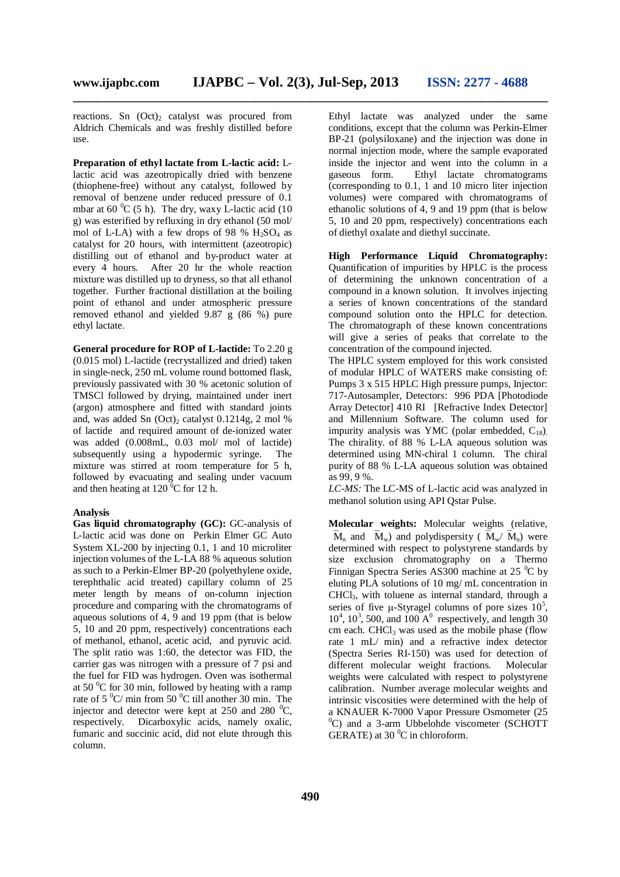reactions. Sn $(Oct)_2$ catalyst was procured from Aldrich Chemicals and was freshly distilled before use.

**Preparation of ethyl lactate from L-lactic acid:** L-lactic acid was azeotropically dried with benzene (thiophene-free) without any catalyst, followed by removal of benzene under reduced pressure of 0.1 mbar at 60 $^0$C (5 h). The dry, waxy L-lactic acid (10 g) was esterified by refluxing in dry ethanol (50 mol/ mol of L-LA) with a few drops of 98 % $H_2SO_4$ as catalyst for 20 hours, with intermittent (azeotropic) distilling out of ethanol and by-product water at every 4 hours. After 20 hr the whole reaction mixture was distilled up to dryness, so that all ethanol together. Further fractional distillation at the boiling point of ethanol and under atmospheric pressure removed ethanol and yielded 9.87 g (86 %) pure ethyl lactate.

**General procedure for ROP of L-lactide:** To 2.20 g (0.015 mol) L-lactide (recrystallized and dried) taken in single-neck, 250 mL volume round bottomed flask, previously passivated with 30 % acetonic solution of TMSCl followed by drying, maintained under inert (argon) atmosphere and fitted with standard joints and, was added Sn $(Oct)_2$ catalyst 0.1214g, 2 mol % of lactide and required amount of de-ionized water was added (0.008mL, 0.03 mol/ mol of lactide) subsequently using a hypodermic syringe. The mixture was stirred at room temperature for 5 h, followed by evacuating and sealing under vacuum and then heating at 120 $^0$C for 12 h.

**Analysis**

**Gas liquid chromatography (GC):** GC-analysis of L-lactic acid was done on Perkin Elmer GC Auto System XL-200 by injecting 0.1, 1 and 10 microliter injection volumes of the L-LA 88 % aqueous solution as such to a Perkin-Elmer BP-20 (polyethylene oxide, terephthalic acid treated) capillary column of 25 meter length by means of on-column injection procedure and comparing with the chromatograms of aqueous solutions of 4, 9 and 19 ppm (that is below 5, 10 and 20 ppm, respectively) concentrations each of methanol, ethanol, acetic acid, and pyruvic acid. The split ratio was 1:60, the detector was FID, the carrier gas was nitrogen with a pressure of 7 psi and the fuel for FID was hydrogen. Oven was isothermal at 50 $^0$C for 30 min, followed by heating with a ramp rate of 5 $^0$C/ min from 50 $^0$C till another 30 min. The injector and detector were kept at 250 and 280 $^0$C, respectively. Dicarboxylic acids, namely oxalic, fumaric and succinic acid, did not elute through this column.

Ethyl lactate was analyzed under the same conditions, except that the column was Perkin-Elmer BP-21 (polysiloxane) and the injection was done in normal injection mode, where the sample evaporated inside the injector and went into the column in a gaseous form. Ethyl lactate chromatograms (corresponding to 0.1, 1 and 10 micro liter injection volumes) were compared with chromatograms of ethanolic solutions of 4, 9 and 19 ppm (that is below 5, 10 and 20 ppm, respectively) concentrations each of diethyl oxalate and diethyl succinate.

**High Performance Liquid Chromatography:** Quantification of impurities by HPLC is the process of determining the unknown concentration of a compound in a known solution. It involves injecting a series of known concentrations of the standard compound solution onto the HPLC for detection. The chromatograph of these known concentrations will give a series of peaks that correlate to the concentration of the compound injected.

The HPLC system employed for this work consisted of modular HPLC of WATERS make consisting of: Pumps 3 x 515 HPLC High pressure pumps, Injector: 717-Autosampler, Detectors: 996 PDA [Photodiode Array Detector] 410 RI [Refractive Index Detector] and Millennium Software. The column used for impurity analysis was YMC (polar embedded, $C_{18}$). The chirality. of 88 % L-LA aqueous solution was determined using MN-chiral 1 column. The chiral purity of 88 % L-LA aqueous solution was obtained as 99, 9 %.

*LC-MS:* The LC-MS of L-lactic acid was analyzed in methanol solution using API Qstar Pulse.

**Molecular weights:** Molecular weights (relative, $\bar{M}_n$ and $\bar{M}_w$) and polydispersity ($\bar{M}_w/\bar{M}_n$) were determined with respect to polystyrene standards by size exclusion chromatography on a Thermo Finnigan Spectra Series AS300 machine at 25 $^0$C by eluting PLA solutions of 10 mg/ mL concentration in $CHCl_3$, with toluene as internal standard, through a series of five µ-Styragel columns of pore sizes $10^5$, $10^4$, $10^3$, 500, and 100 $A^0$ respectively, and length 30 cm each. $CHCl_3$ was used as the mobile phase (flow rate 1 mL/ min) and a refractive index detector (Spectra Series RI-150) was used for detection of different molecular weight fractions. Molecular weights were calculated with respect to polystyrene calibration. Number average molecular weights and intrinsic viscosities were determined with the help of a KNAUER K-7000 Vapor Pressure Osmometer (25 $^0$C) and a 3-arm Ubbelohde viscometer (SCHOTT GERATE) at 30 $^0$C in chloroform.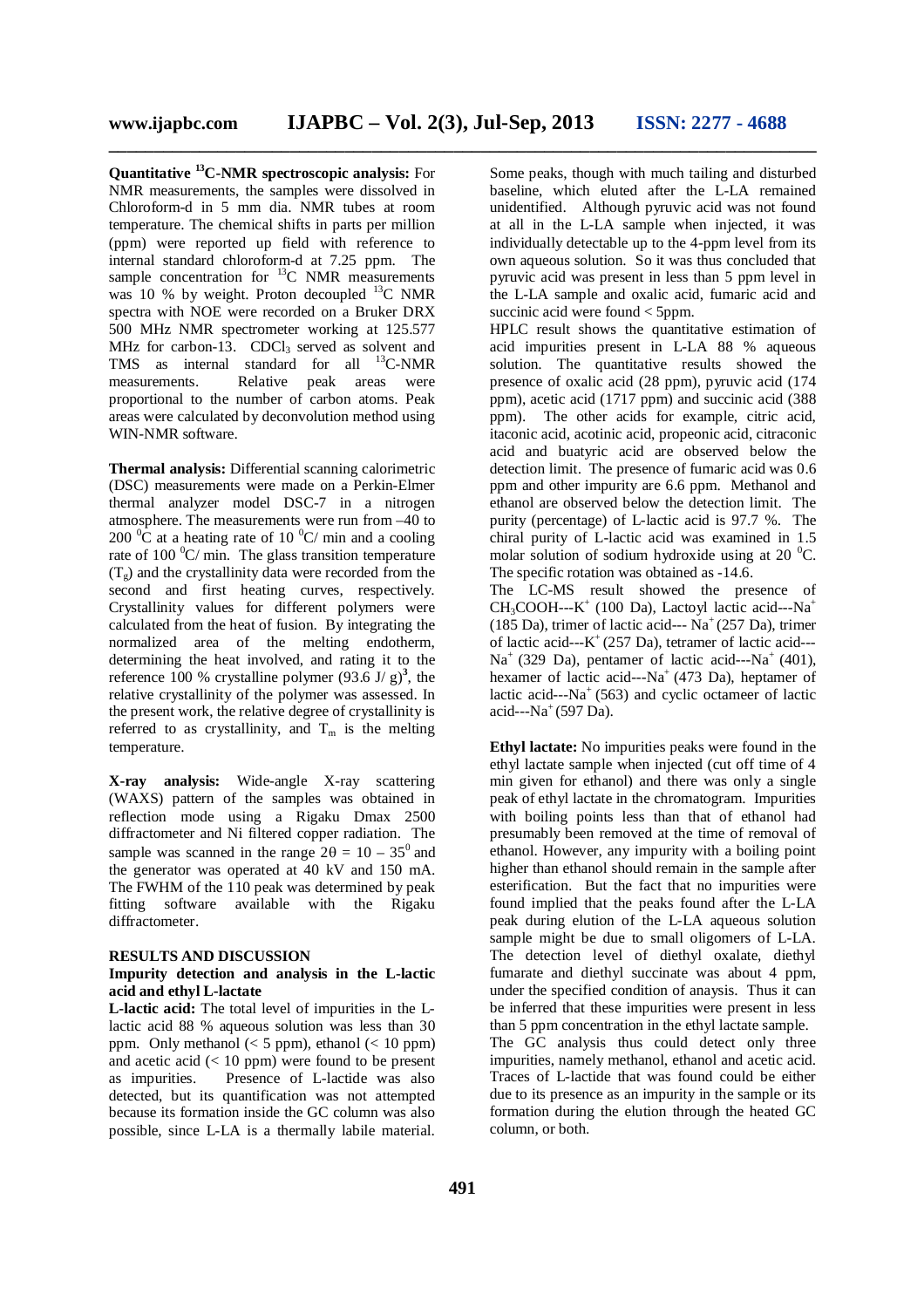**Quantitative $^{13}$C-NMR spectroscopic analysis:** For NMR measurements, the samples were dissolved in Chloroform-d in 5 mm dia. NMR tubes at room temperature. The chemical shifts in parts per million (ppm) were reported up field with reference to internal standard chloroform-d at 7.25 ppm. The sample concentration for $^{13}$C NMR measurements was 10 % by weight. Proton decoupled $^{13}$C NMR spectra with NOE were recorded on a Bruker DRX 500 MHz NMR spectrometer working at 125.577 MHz for carbon-13. $CDCl_3$ served as solvent and TMS as internal standard for all $^{13}$C-NMR measurements. Relative peak areas were proportional to the number of carbon atoms. Peak areas were calculated by deconvolution method using WIN-NMR software.

**Thermal analysis:** Differential scanning calorimetric (DSC) measurements were made on a Perkin-Elmer thermal analyzer model DSC-7 in a nitrogen atmosphere. The measurements were run from –40 to 200 $^0$C at a heating rate of 10 $^0$C/ min and a cooling rate of 100 $^0$C/ min. The glass transition temperature ($T_g$) and the crystallinity data were recorded from the second and first heating curves, respectively. Crystallinity values for different polymers were calculated from the heat of fusion. By integrating the normalized area of the melting endotherm, determining the heat involved, and rating it to the reference 100 % crystalline polymer (93.6 J/ g)[3], the relative crystallinity of the polymer was assessed. In the present work, the relative degree of crystallinity is referred to as crystallinity, and $T_m$ is the melting temperature.

**X-ray analysis:** Wide-angle X-ray scattering (WAXS) pattern of the samples was obtained in reflection mode using a Rigaku Dmax 2500 diffractometer and Ni filtered copper radiation. The sample was scanned in the range $2\theta = 10 – 35^0$ and the generator was operated at 40 kV and 150 mA. The FWHM of the 110 peak was determined by peak fitting software available with the Rigaku diffractometer.

## RESULTS AND DISCUSSION

### Impurity detection and analysis in the L-lactic acid and ethyl L-lactate

**L-lactic acid:** The total level of impurities in the L-lactic acid 88 % aqueous solution was less than 30 ppm. Only methanol (< 5 ppm), ethanol (< 10 ppm) and acetic acid (< 10 ppm) were found to be present as impurities. Presence of L-lactide was also detected, but its quantification was not attempted because its formation inside the GC column was also possible, since L-LA is a thermally labile material. Some peaks, though with much tailing and disturbed baseline, which eluted after the L-LA remained unidentified. Although pyruvic acid was not found at all in the L-LA sample when injected, it was individually detectable up to the 4-ppm level from its own aqueous solution. So it was thus concluded that pyruvic acid was present in less than 5 ppm level in the L-LA sample and oxalic acid, fumaric acid and succinic acid were found < 5ppm.

HPLC result shows the quantitative estimation of acid impurities present in L-LA 88 % aqueous solution. The quantitative results showed the presence of oxalic acid (28 ppm), pyruvic acid (174 ppm), acetic acid (1717 ppm) and succinic acid (388 ppm). The other acids for example, citric acid, itaconic acid, acotinic acid, propeonic acid, citraconic acid and buatyric acid are observed below the detection limit. The presence of fumaric acid was 0.6 ppm and other impurity are 6.6 ppm. Methanol and ethanol are observed below the detection limit. The purity (percentage) of L-lactic acid is 97.7 %. The chiral purity of L-lactic acid was examined in 1.5 molar solution of sodium hydroxide using at 20 $^0$C. The specific rotation was obtained as -14.6.

The LC-MS result showed the presence of $CH_3COOH$---$K^+$ (100 Da), Lactoyl lactic acid---$Na^+$ (185 Da), trimer of lactic acid--- $Na^+$ (257 Da), trimer of lactic acid---$K^+$ (257 Da), tetramer of lactic acid---$Na^+$ (329 Da), pentamer of lactic acid---$Na^+$ (401), hexamer of lactic acid---$Na^+$ (473 Da), heptamer of lactic acid---$Na^+$ (563) and cyclic octameer of lactic acid---$Na^+$ (597 Da).

**Ethyl lactate:** No impurities peaks were found in the ethyl lactate sample when injected (cut off time of 4 min given for ethanol) and there was only a single peak of ethyl lactate in the chromatogram. Impurities with boiling points less than that of ethanol had presumably been removed at the time of removal of ethanol. However, any impurity with a boiling point higher than ethanol should remain in the sample after esterification. But the fact that no impurities were found implied that the peaks found after the L-LA peak during elution of the L-LA aqueous solution sample might be due to small oligomers of L-LA. The detection level of diethyl oxalate, diethyl fumarate and diethyl succinate was about 4 ppm, under the specified condition of anaysis. Thus it can be inferred that these impurities were present in less than 5 ppm concentration in the ethyl lactate sample.

The GC analysis thus could detect only three impurities, namely methanol, ethanol and acetic acid. Traces of L-lactide that was found could be either due to its presence as an impurity in the sample or its formation during the elution through the heated GC column, or both.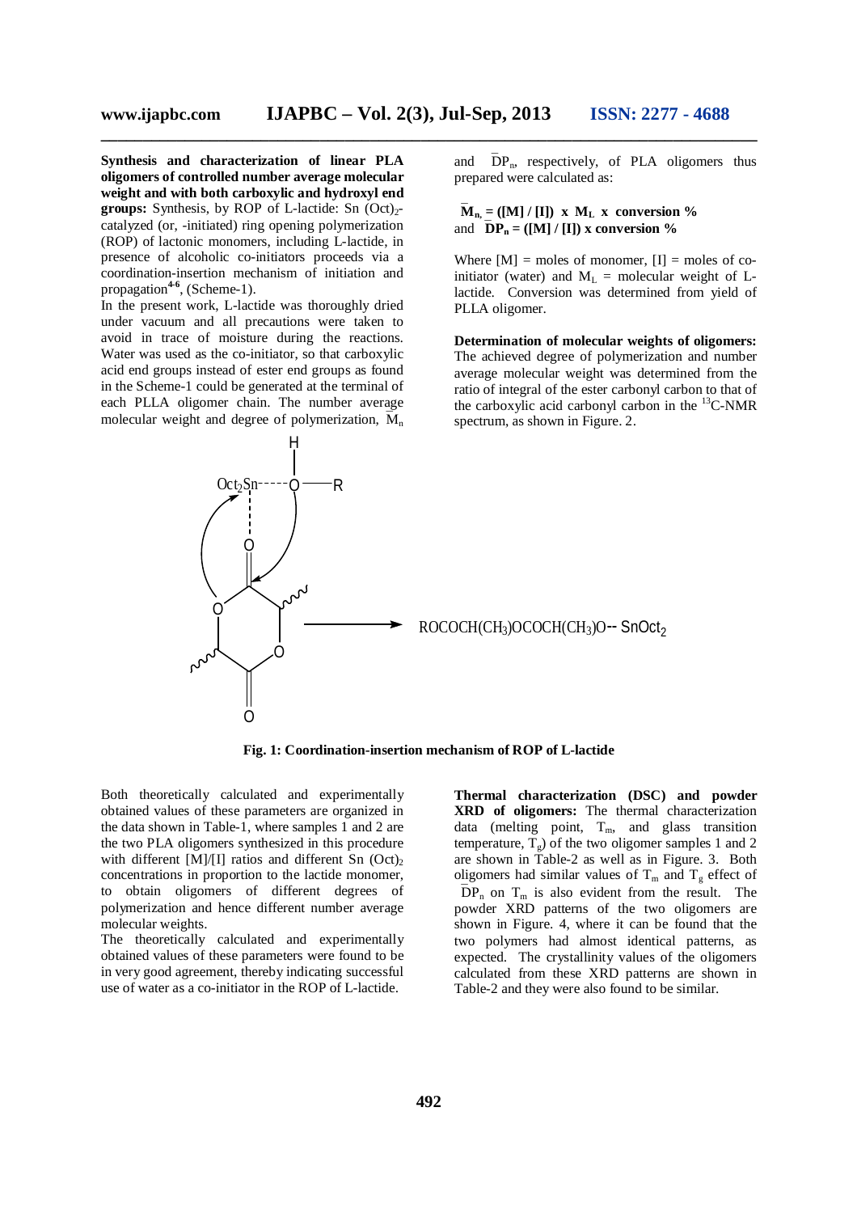**Synthesis and characterization of linear PLA oligomers of controlled number average molecular weight and with both carboxylic and hydroxyl end groups:** Synthesis, by ROP of L-lactide: Sn $(Oct)_2$-catalyzed (or, -initiated) ring opening polymerization (ROP) of lactonic monomers, including L-lactide, in presence of alcoholic co-initiators proceeds via a coordination-insertion mechanism of initiation and propagation[4-6], (Scheme-1).

In the present work, L-lactide was thoroughly dried under vacuum and all precautions were taken to avoid in trace of moisture during the reactions. Water was used as the co-initiator, so that carboxylic acid end groups instead of ester end groups as found in the Scheme-1 could be generated at the terminal of each PLLA oligomer chain. The number average molecular weight and degree of polymerization, $\bar{M}_n$ and $\bar{DP}_n$, respectively, of PLA oligomers thus prepared were calculated as:

$$\bar{M}_n = ([M] / [I]) \times M_L \times \text{conversion } \%$$

and $$\bar{DP}_n = ([M] / [I]) \times \text{conversion } \%$$

Where [M] = moles of monomer, [I] = moles of co-initiator (water) and $M_L$ = molecular weight of L-lactide. Conversion was determined from yield of PLLA oligomer.

**Determination of molecular weights of oligomers:** The achieved degree of polymerization and number average molecular weight was determined from the ratio of integral of the ester carbonyl carbon to that of the carboxylic acid carbonyl carbon in the $^{13}$C-NMR spectrum, as shown in Figure. 2.

$Oct_2Sn$ ----- O(H)—R + L-lactide → $ROCOCH(CH_3)OCOCH(CH_3)O$-- $SnOct_2$

**Fig. 1: Coordination-insertion mechanism of ROP of L-lactide**

Both theoretically calculated and experimentally obtained values of these parameters are organized in the data shown in Table-1, where samples 1 and 2 are the two PLA oligomers synthesized in this procedure with different [M]/[I] ratios and different Sn $(Oct)_2$ concentrations in proportion to the lactide monomer, to obtain oligomers of different degrees of polymerization and hence different number average molecular weights.

The theoretically calculated and experimentally obtained values of these parameters were found to be in very good agreement, thereby indicating successful use of water as a co-initiator in the ROP of L-lactide.

**Thermal characterization (DSC) and powder XRD of oligomers:** The thermal characterization data (melting point, $T_m$, and glass transition temperature, $T_g$) of the two oligomer samples 1 and 2 are shown in Table-2 as well as in Figure. 3. Both oligomers had similar values of $T_m$ and $T_g$ effect of $\bar{DP}_n$ on $T_m$ is also evident from the result. The powder XRD patterns of the two oligomers are shown in Figure. 4, where it can be found that the two polymers had almost identical patterns, as expected. The crystallinity values of the oligomers calculated from these XRD patterns are shown in Table-2 and they were also found to be similar.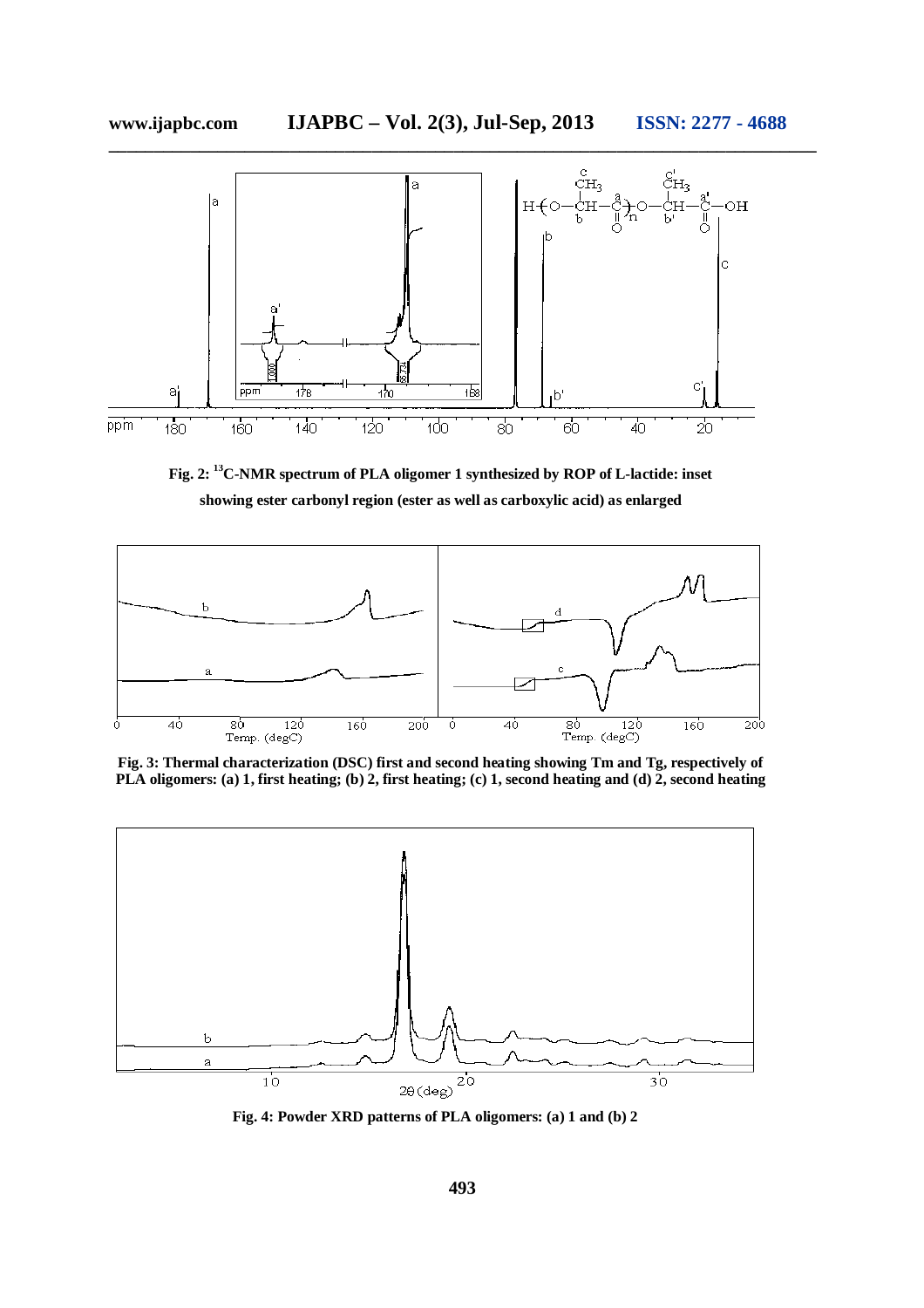Fig. 2: $^{13}$C-NMR spectrum of PLA oligomer 1 synthesized by ROP of L-lactide: inset showing ester carbonyl region (ester as well as carboxylic acid) as enlarged

Fig. 3: Thermal characterization (DSC) first and second heating showing Tm and Tg, respectively of PLA oligomers: (a) 1, first heating; (b) 2, first heating; (c) 1, second heating and (d) 2, second heating

Fig. 4: Powder XRD patterns of PLA oligomers: (a) 1 and (b) 2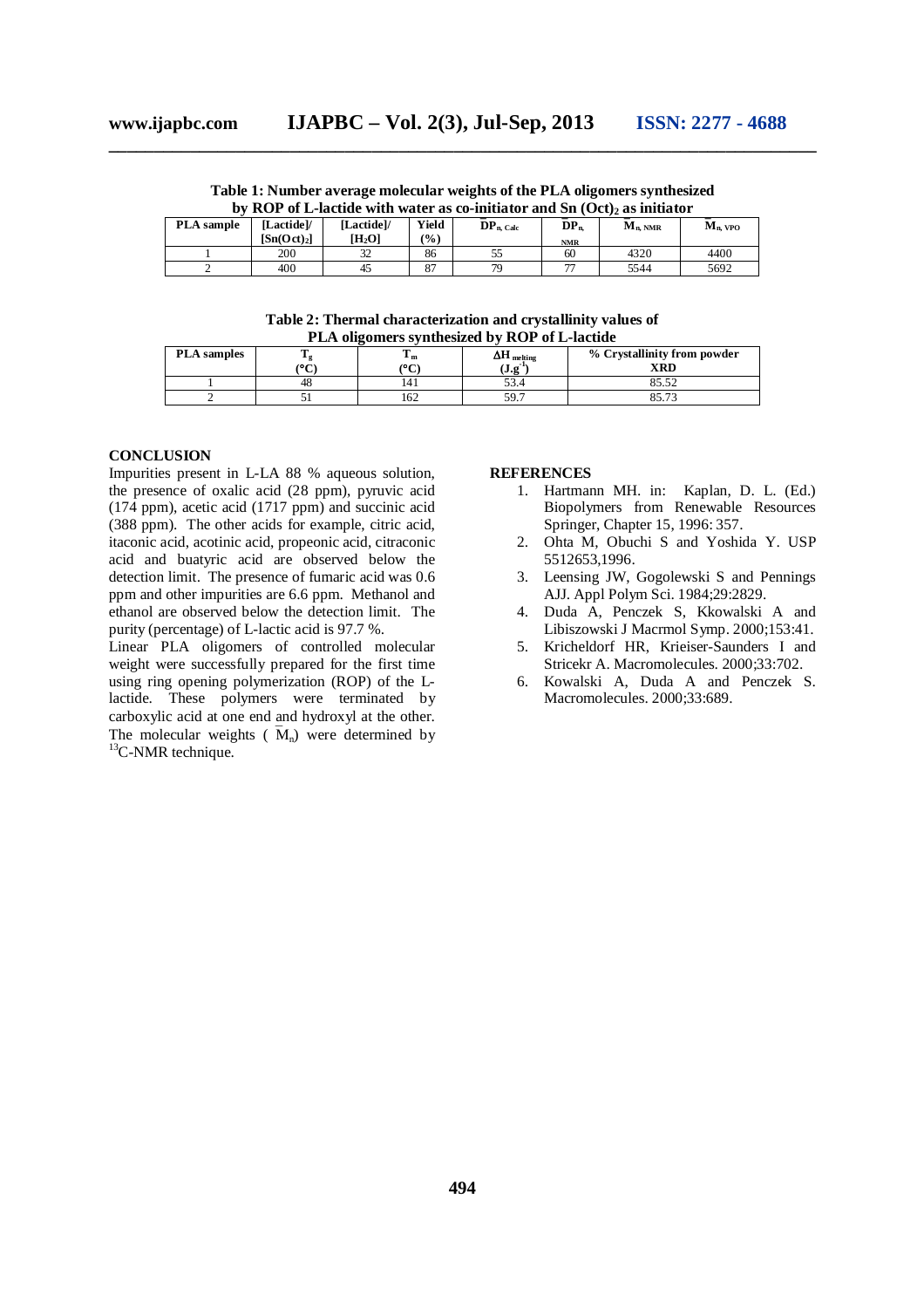**Table 1: Number average molecular weights of the PLA oligomers synthesized by ROP of L-lactide with water as co-initiator and $Sn(Oct)_2$ as initiator**

| PLA sample | [Lactide]/ $[Sn(Oct)_2]$ | [Lactide]/ $[H_2O]$ | Yield (%) | $\overline{DP}_{n, Calc}$ | $\overline{DP}_{n, NMR}$ | $\overline{M}_{n, NMR}$ | $\overline{M}_{n, VPO}$ |
|---|---|---|---|---|---|---|---|
| 1 | 200 | 32 | 86 | 55 | 60 | 4320 | 4400 |
| 2 | 400 | 45 | 87 | 79 | 77 | 5544 | 5692 |

**Table 2: Thermal characterization and crystallinity values of PLA oligomers synthesized by ROP of L-lactide**

| PLA samples | $T_g$ (°C) | $T_m$ (°C) | $\Delta H_{melting}$ $(J.g^{-1})$ | % Crystallinity from powder XRD |
|---|---|---|---|---|
| 1 | 48 | 141 | 53.4 | 85.52 |
| 2 | 51 | 162 | 59.7 | 85.73 |

## CONCLUSION

Impurities present in L-LA 88 % aqueous solution, the presence of oxalic acid (28 ppm), pyruvic acid (174 ppm), acetic acid (1717 ppm) and succinic acid (388 ppm). The other acids for example, citric acid, itaconic acid, acotinic acid, propeonic acid, citraconic acid and buatyric acid are observed below the detection limit. The presence of fumaric acid was 0.6 ppm and other impurities are 6.6 ppm. Methanol and ethanol are observed below the detection limit. The purity (percentage) of L-lactic acid is 97.7 %.

Linear PLA oligomers of controlled molecular weight were successfully prepared for the first time using ring opening polymerization (ROP) of the L-lactide. These polymers were terminated by carboxylic acid at one end and hydroxyl at the other. The molecular weights ( $\overline{M}_n$) were determined by $^{13}C$-NMR technique.

## REFERENCES

1. Hartmann MH. in: Kaplan, D. L. (Ed.) Biopolymers from Renewable Resources Springer, Chapter 15, 1996: 357.
2. Ohta M, Obuchi S and Yoshida Y. USP 5512653,1996.
3. Leensing JW, Gogolewski S and Pennings AJJ. Appl Polym Sci. 1984;29:2829.
4. Duda A, Penczek S, Kkowalski A and Libiszowski J Macrmol Symp. 2000;153:41.
5. Kricheldorf HR, Krieiser-Saunders I and Stricekr A. Macromolecules. 2000;33:702.
6. Kowalski A, Duda A and Penczek S. Macromolecules. 2000;33:689.